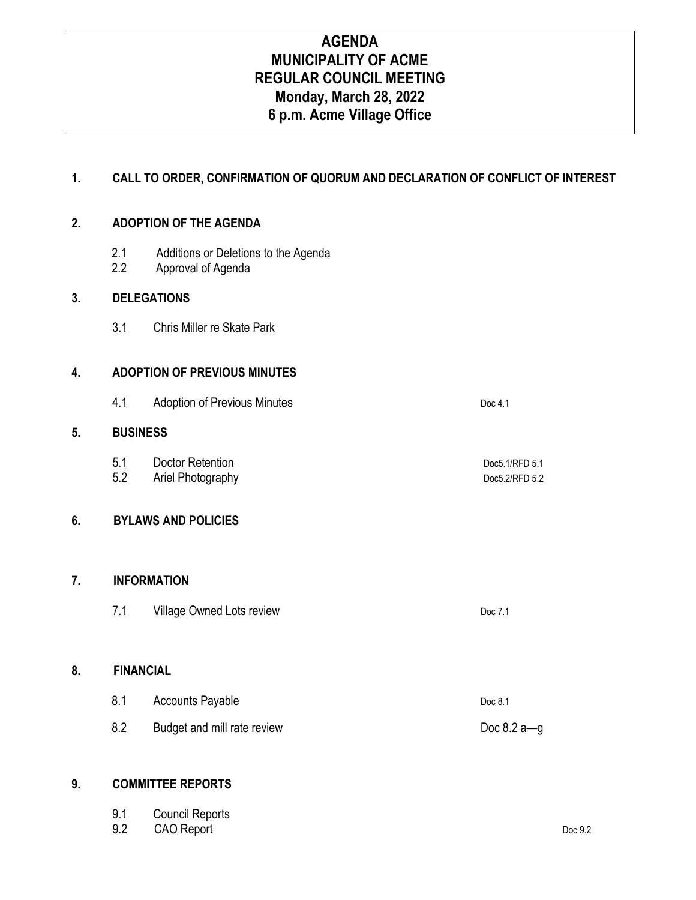# AGENDA
# MUNICIPALITY OF ACME
# REGULAR COUNCIL MEETING
# Monday, March 28, 2022
# 6 p.m. Acme Village Office

## 1. CALL TO ORDER, CONFIRMATION OF QUORUM AND DECLARATION OF CONFLICT OF INTEREST

## 2. ADOPTION OF THE AGENDA

- 2.1 Additions or Deletions to the Agenda
- 2.2 Approval of Agenda

## 3. DELEGATIONS

- 3.1 Chris Miller re Skate Park

## 4. ADOPTION OF PREVIOUS MINUTES

- 4.1 Adoption of Previous Minutes — Doc 4.1

## 5. BUSINESS

- 5.1 Doctor Retention — Doc5.1/RFD 5.1
- 5.2 Ariel Photography — Doc5.2/RFD 5.2

## 6. BYLAWS AND POLICIES

## 7. INFORMATION

- 7.1 Village Owned Lots review — Doc 7.1

## 8. FINANCIAL

- 8.1 Accounts Payable — Doc 8.1
- 8.2 Budget and mill rate review — Doc 8.2 a—g

## 9. COMMITTEE REPORTS

- 9.1 Council Reports
- 9.2 CAO Report — Doc 9.2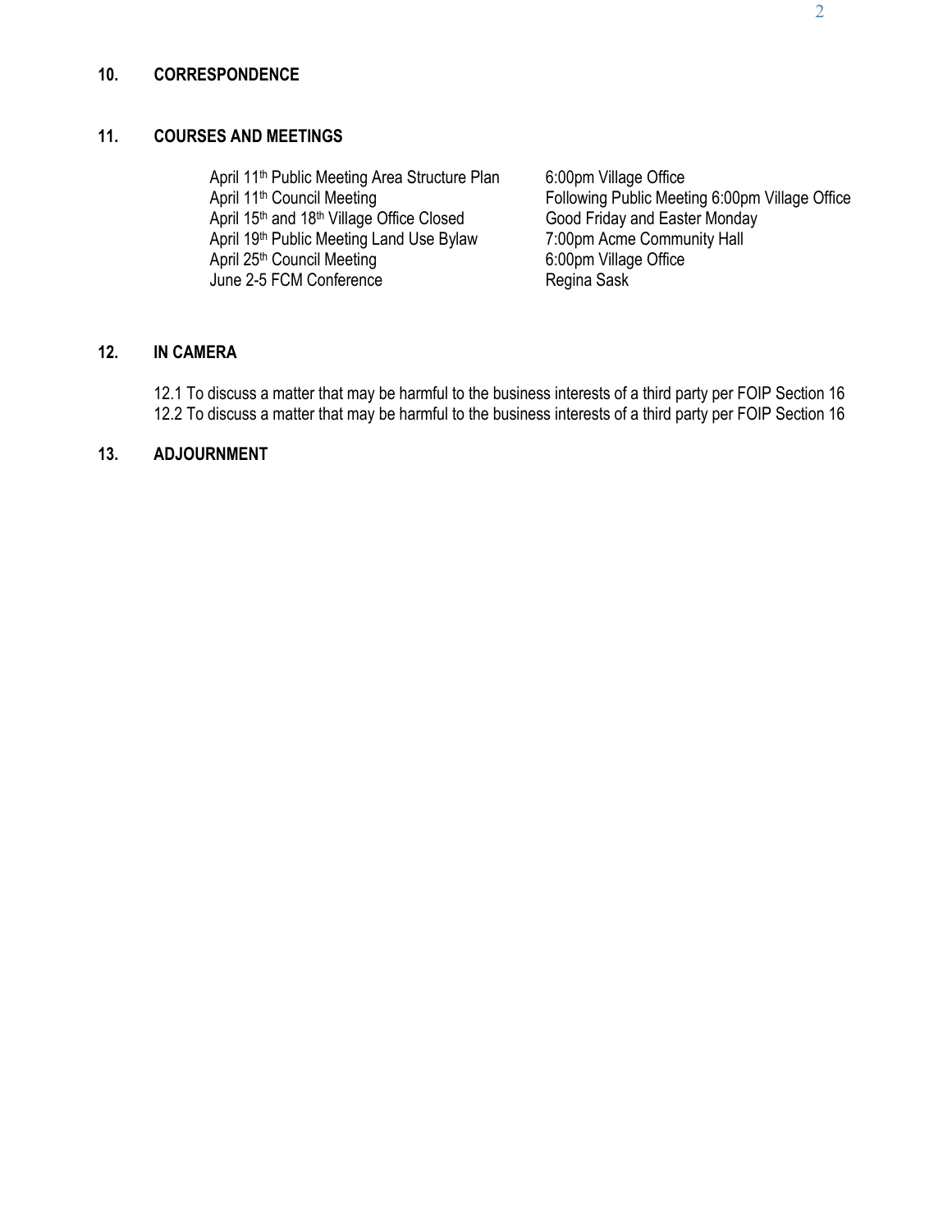## 10. CORRESPONDENCE

## 11. COURSES AND MEETINGS

| | |
|---|---|
| April 11th Public Meeting Area Structure Plan | 6:00pm Village Office |
| April 11th Council Meeting | Following Public Meeting 6:00pm Village Office |
| April 15th and 18th Village Office Closed | Good Friday and Easter Monday |
| April 19th Public Meeting Land Use Bylaw | 7:00pm Acme Community Hall |
| April 25th Council Meeting | 6:00pm Village Office |
| June 2-5 FCM Conference | Regina Sask |

## 12. IN CAMERA

12.1 To discuss a matter that may be harmful to the business interests of a third party per FOIP Section 16
12.2 To discuss a matter that may be harmful to the business interests of a third party per FOIP Section 16

## 13. ADJOURNMENT